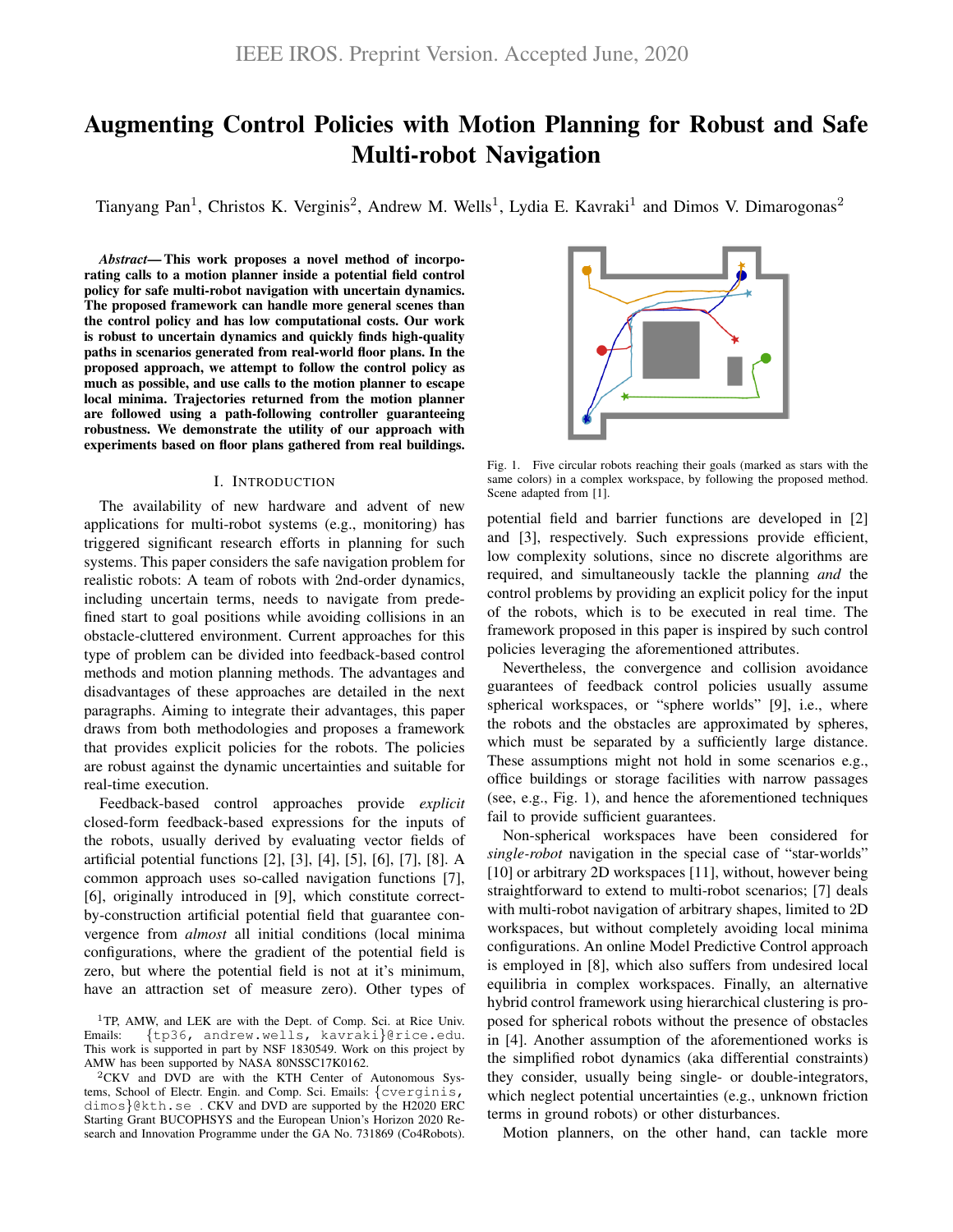# Augmenting Control Policies with Motion Planning for Robust and Safe Multi-robot Navigation

Tianyang Pan[1], Christos K. Verginis[2], Andrew M. Wells[1], Lydia E. Kavraki[1] and Dimos V. Dimarogonas[2]

***Abstract*— This work proposes a novel method of incorporating calls to a motion planner inside a potential field control policy for safe multi-robot navigation with uncertain dynamics. The proposed framework can handle more general scenes than the control policy and has low computational costs. Our work is robust to uncertain dynamics and quickly finds high-quality paths in scenarios generated from real-world floor plans. In the proposed approach, we attempt to follow the control policy as much as possible, and use calls to the motion planner to escape local minima. Trajectories returned from the motion planner are followed using a path-following controller guaranteeing robustness. We demonstrate the utility of our approach with experiments based on floor plans gathered from real buildings.**

## I. Introduction

The availability of new hardware and advent of new applications for multi-robot systems (e.g., monitoring) has triggered significant research efforts in planning for such systems. This paper considers the safe navigation problem for realistic robots: A team of robots with 2nd-order dynamics, including uncertain terms, needs to navigate from predefined start to goal positions while avoiding collisions in an obstacle-cluttered environment. Current approaches for this type of problem can be divided into feedback-based control methods and motion planning methods. The advantages and disadvantages of these approaches are detailed in the next paragraphs. Aiming to integrate their advantages, this paper draws from both methodologies and proposes a framework that provides explicit policies for the robots. The policies are robust against the dynamic uncertainties and suitable for real-time execution.

Feedback-based control approaches provide *explicit* closed-form feedback-based expressions for the inputs of the robots, usually derived by evaluating vector fields of artificial potential functions [2], [3], [4], [5], [6], [7], [8]. A common approach uses so-called navigation functions [7], [6], originally introduced in [9], which constitute correct-by-construction artificial potential field that guarantee convergence from *almost* all initial conditions (local minima configurations, where the gradient of the potential field is zero, but where the potential field is not at it's minimum, have an attraction set of measure zero). Other types of potential field and barrier functions are developed in [2] and [3], respectively. Such expressions provide efficient, low complexity solutions, since no discrete algorithms are required, and simultaneously tackle the planning *and* the control problems by providing an explicit policy for the input of the robots, which is to be executed in real time. The framework proposed in this paper is inspired by such control policies leveraging the aforementioned attributes.

Fig. 1. Five circular robots reaching their goals (marked as stars with the same colors) in a complex workspace, by following the proposed method. Scene adapted from [1].

Nevertheless, the convergence and collision avoidance guarantees of feedback control policies usually assume spherical workspaces, or "sphere worlds" [9], i.e., where the robots and the obstacles are approximated by spheres, which must be separated by a sufficiently large distance. These assumptions might not hold in some scenarios e.g., office buildings or storage facilities with narrow passages (see, e.g., Fig. 1), and hence the aforementioned techniques fail to provide sufficient guarantees.

Non-spherical workspaces have been considered for *single-robot* navigation in the special case of "star-worlds" [10] or arbitrary 2D workspaces [11], without, however being straightforward to extend to multi-robot scenarios; [7] deals with multi-robot navigation of arbitrary shapes, limited to 2D workspaces, but without completely avoiding local minima configurations. An online Model Predictive Control approach is employed in [8], which also suffers from undesired local equilibria in complex workspaces. Finally, an alternative hybrid control framework using hierarchical clustering is proposed for spherical robots without the presence of obstacles in [4]. Another assumption of the aforementioned works is the simplified robot dynamics (aka differential constraints) they consider, usually being single- or double-integrators, which neglect potential uncertainties (e.g., unknown friction terms in ground robots) or other disturbances.

Motion planners, on the other hand, can tackle more

[1]TP, AMW, and LEK are with the Dept. of Comp. Sci. at Rice Univ. Emails: {tp36, andrew.wells, kavraki}@rice.edu. This work is supported in part by NSF 1830549. Work on this project by AMW has been supported by NASA 80NSSC17K0162.

[2]CKV and DVD are with the KTH Center of Autonomous Systems, School of Electr. Engin. and Comp. Sci. Emails: {cverginis, dimos}@kth.se . CKV and DVD are supported by the H2020 ERC Starting Grant BUCOPHSYS and the European Union's Horizon 2020 Research and Innovation Programme under the GA No. 731869 (Co4Robots).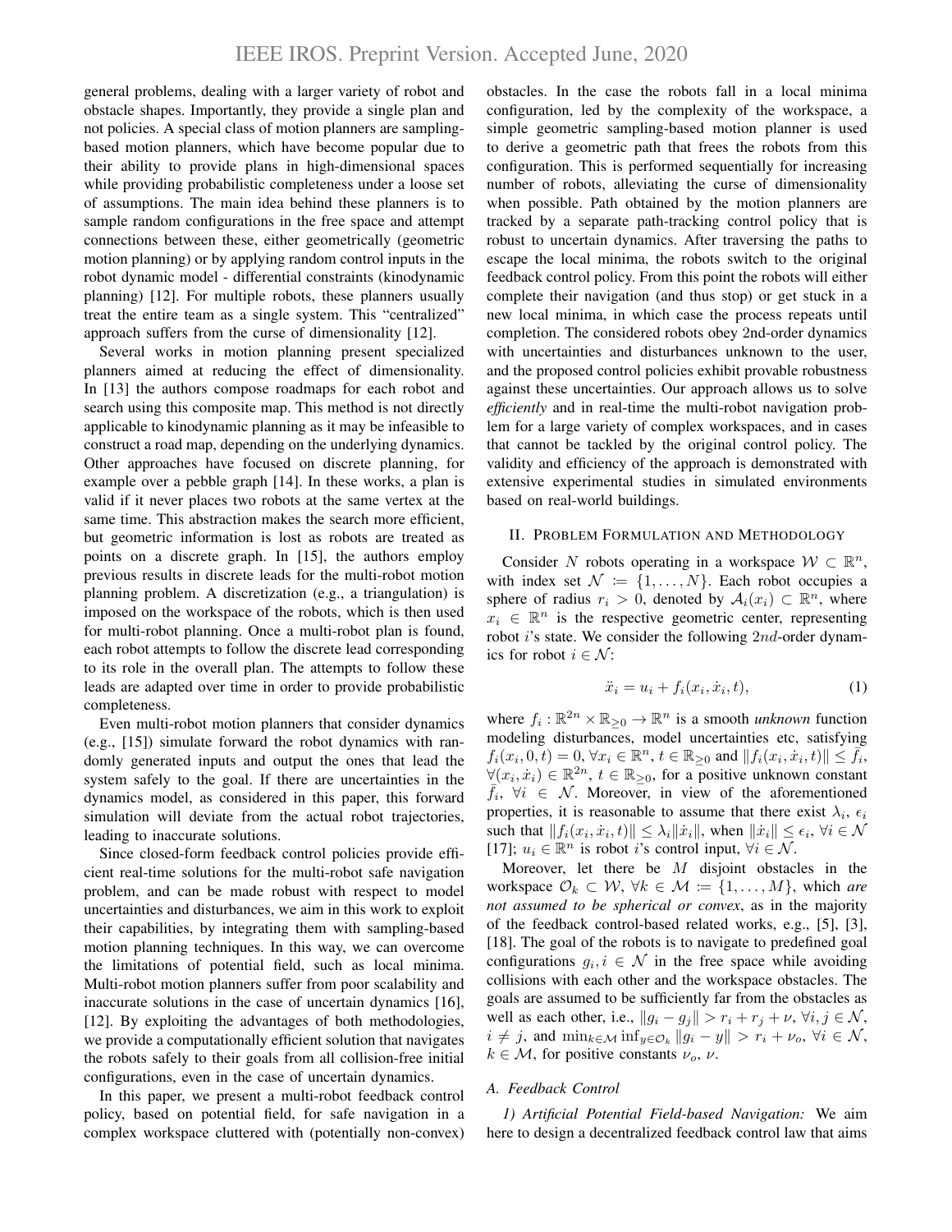general problems, dealing with a larger variety of robot and obstacle shapes. Importantly, they provide a single plan and not policies. A special class of motion planners are sampling-based motion planners, which have become popular due to their ability to provide plans in high-dimensional spaces while providing probabilistic completeness under a loose set of assumptions. The main idea behind these planners is to sample random configurations in the free space and attempt connections between these, either geometrically (geometric motion planning) or by applying random control inputs in the robot dynamic model - differential constraints (kinodynamic planning) [12]. For multiple robots, these planners usually treat the entire team as a single system. This "centralized" approach suffers from the curse of dimensionality [12].

Several works in motion planning present specialized planners aimed at reducing the effect of dimensionality. In [13] the authors compose roadmaps for each robot and search using this composite map. This method is not directly applicable to kinodynamic planning as it may be infeasible to construct a road map, depending on the underlying dynamics. Other approaches have focused on discrete planning, for example over a pebble graph [14]. In these works, a plan is valid if it never places two robots at the same vertex at the same time. This abstraction makes the search more efficient, but geometric information is lost as robots are treated as points on a discrete graph. In [15], the authors employ previous results in discrete leads for the multi-robot motion planning problem. A discretization (e.g., a triangulation) is imposed on the workspace of the robots, which is then used for multi-robot planning. Once a multi-robot plan is found, each robot attempts to follow the discrete lead corresponding to its role in the overall plan. The attempts to follow these leads are adapted over time in order to provide probabilistic completeness.

Even multi-robot motion planners that consider dynamics (e.g., [15]) simulate forward the robot dynamics with randomly generated inputs and output the ones that lead the system safely to the goal. If there are uncertainties in the dynamics model, as considered in this paper, this forward simulation will deviate from the actual robot trajectories, leading to inaccurate solutions.

Since closed-form feedback control policies provide efficient real-time solutions for the multi-robot safe navigation problem, and can be made robust with respect to model uncertainties and disturbances, we aim in this work to exploit their capabilities, by integrating them with sampling-based motion planning techniques. In this way, we can overcome the limitations of potential field, such as local minima. Multi-robot motion planners suffer from poor scalability and inaccurate solutions in the case of uncertain dynamics [16], [12]. By exploiting the advantages of both methodologies, we provide a computationally efficient solution that navigates the robots safely to their goals from all collision-free initial configurations, even in the case of uncertain dynamics.

In this paper, we present a multi-robot feedback control policy, based on potential field, for safe navigation in a complex workspace cluttered with (potentially non-convex) obstacles. In the case the robots fall in a local minima configuration, led by the complexity of the workspace, a simple geometric sampling-based motion planner is used to derive a geometric path that frees the robots from this configuration. This is performed sequentially for increasing number of robots, alleviating the curse of dimensionality when possible. Path obtained by the motion planners are tracked by a separate path-tracking control policy that is robust to uncertain dynamics. After traversing the paths to escape the local minima, the robots switch to the original feedback control policy. From this point the robots will either complete their navigation (and thus stop) or get stuck in a new local minima, in which case the process repeats until completion. The considered robots obey 2nd-order dynamics with uncertainties and disturbances unknown to the user, and the proposed control policies exhibit provable robustness against these uncertainties. Our approach allows us to solve *efficiently* and in real-time the multi-robot navigation problem for a large variety of complex workspaces, and in cases that cannot be tackled by the original control policy. The validity and efficiency of the approach is demonstrated with extensive experimental studies in simulated environments based on real-world buildings.

## II. Problem Formulation and Methodology

Consider $N$ robots operating in a workspace $\mathcal{W} \subset \mathbb{R}^n$, with index set $\mathcal{N} := \{1, \dots, N\}$. Each robot occupies a sphere of radius $r_i > 0$, denoted by $\mathcal{A}_i(x_i) \subset \mathbb{R}^n$, where $x_i \in \mathbb{R}^n$ is the respective geometric center, representing robot $i$'s state. We consider the following $2nd$-order dynamics for robot $i \in \mathcal{N}$:

$$\ddot{x}_i = u_i + f_i(x_i, \dot{x}_i, t), \tag{1}$$

where $f_i : \mathbb{R}^{2n} \times \mathbb{R}_{\geq 0} \to \mathbb{R}^n$ is a smooth *unknown* function modeling disturbances, model uncertainties etc, satisfying $f_i(x_i, 0, t) = 0$, $\forall x_i \in \mathbb{R}^n$, $t \in \mathbb{R}_{\geq 0}$ and $\|f_i(x_i, \dot{x}_i, t)\| \leq \bar{f}_i$, $\forall (x_i, \dot{x}_i) \in \mathbb{R}^{2n}$, $t \in \mathbb{R}_{\geq 0}$, for a positive unknown constant $\bar{f}_i$, $\forall i \in \mathcal{N}$. Moreover, in view of the aforementioned properties, it is reasonable to assume that there exist $\lambda_i$, $\epsilon_i$ such that $\|f_i(x_i, \dot{x}_i, t)\| \leq \lambda_i \|\dot{x}_i\|$, when $\|\dot{x}_i\| \leq \epsilon_i$, $\forall i \in \mathcal{N}$ [17]; $u_i \in \mathbb{R}^n$ is robot $i$'s control input, $\forall i \in \mathcal{N}$.

Moreover, let there be $M$ disjoint obstacles in the workspace $\mathcal{O}_k \subset \mathcal{W}$, $\forall k \in \mathcal{M} := \{1, \dots, M\}$, which *are not assumed to be spherical or convex*, as in the majority of the feedback control-based related works, e.g., [5], [3], [18]. The goal of the robots is to navigate to predefined goal configurations $g_i, i \in \mathcal{N}$ in the free space while avoiding collisions with each other and the workspace obstacles. The goals are assumed to be sufficiently far from the obstacles as well as each other, i.e., $\|g_i - g_j\| > r_i + r_j + \nu$, $\forall i, j \in \mathcal{N}$, $i \neq j$, and $\min_{k \in \mathcal{M}} \inf_{y \in \mathcal{O}_k} \|g_i - y\| > r_i + \nu_o$, $\forall i \in \mathcal{N}$, $k \in \mathcal{M}$, for positive constants $\nu_o$, $\nu$.

### A. Feedback Control

*1) Artificial Potential Field-based Navigation:* We aim here to design a decentralized feedback control law that aims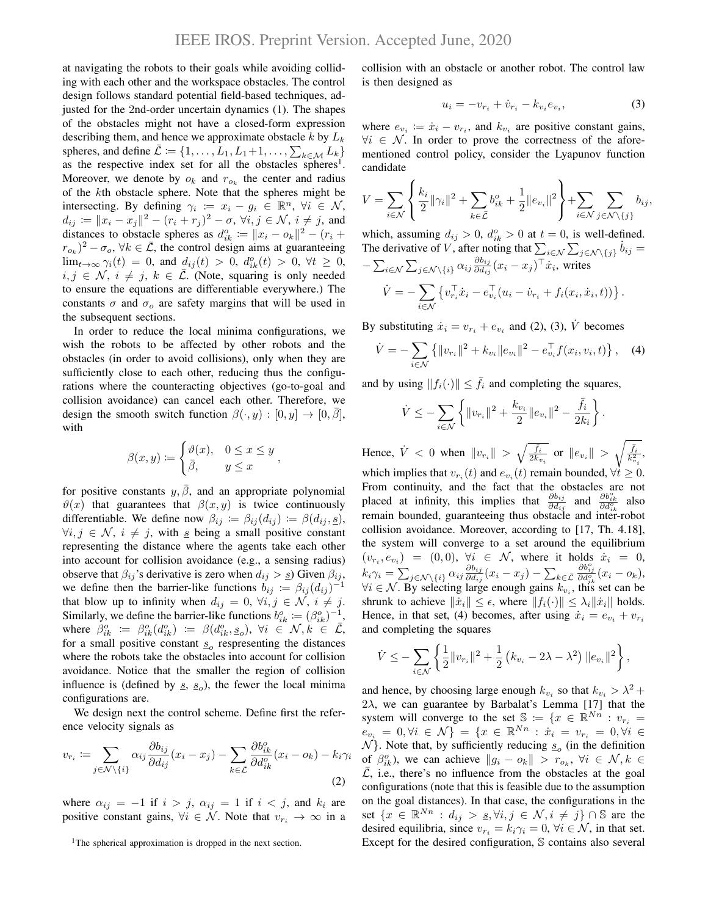at navigating the robots to their goals while avoiding colliding with each other and the workspace obstacles. The control design follows standard potential field-based techniques, adjusted for the 2nd-order uncertain dynamics (1). The shapes of the obstacles might not have a closed-form expression describing them, and hence we approximate obstacle $k$ by $L_k$ spheres, and define $\bar{\mathcal{L}} := \{1, \dots, L_1, L_1+1, \dots, \sum_{k\in\mathcal{M}} L_k\}$ as the respective index set for all the obstacles spheres[1]. Moreover, we denote by $o_k$ and $r_{o_k}$ the center and radius of the $k$th obstacle sphere. Note that the spheres might be intersecting. By defining $\gamma_i := x_i - g_i \in \mathbb{R}^n$, $\forall i \in \mathcal{N}$, $d_{ij} := \|x_i - x_j\|^2 - (r_i + r_j)^2 - \sigma$, $\forall i, j \in \mathcal{N}$, $i \neq j$, and distances to obstacle spheres as $d^o_{ik} := \|x_i - o_k\|^2 - (r_i + r_{o_k})^2 - \sigma_o$, $\forall k \in \bar{\mathcal{L}}$, the control design aims at guaranteeing $\lim_{t\to\infty} \gamma_i(t) = 0$, and $d_{ij}(t) > 0$, $d^o_{ik}(t) > 0$, $\forall t \geq 0$, $i, j \in \mathcal{N}$, $i \neq j$, $k \in \bar{\mathcal{L}}$. (Note, squaring is only needed to ensure the equations are differentiable everywhere.) The constants $\sigma$ and $\sigma_o$ are safety margins that will be used in the subsequent sections.

In order to reduce the local minima configurations, we wish the robots to be affected by other robots and the obstacles (in order to avoid collisions), only when they are sufficiently close to each other, reducing thus the configurations where the counteracting objectives (go-to-goal and collision avoidance) can cancel each other. Therefore, we design the smooth switch function $\beta(\cdot, y) : [0, y] \to [0, \bar{\beta}]$, with

$$\beta(x, y) := \begin{cases} \vartheta(x), & 0 \leq x \leq y \\ \bar{\beta}, & y \leq x \end{cases},$$

for positive constants $y, \bar{\beta}$, and an appropriate polynomial $\vartheta(x)$ that guarantees that $\beta(x, y)$ is twice continuously differentiable. We define now $\beta_{ij} := \beta_{ij}(d_{ij}) := \beta(d_{ij}, \underline{s})$, $\forall i, j \in \mathcal{N}$, $i \neq j$, with $\underline{s}$ being a small positive constant representing the distance where the agents take each other into account for collision avoidance (e.g., a sensing radius) observe that $\beta_{ij}$'s derivative is zero when $d_{ij} > \underline{s}$) Given $\beta_{ij}$, we define then the barrier-like functions $b_{ij} := \beta_{ij}(d_{ij})^{-1}$ that blow up to infinity when $d_{ij} = 0$, $\forall i, j \in \mathcal{N}$, $i \neq j$. Similarly, we define the barrier-like functions $b^o_{ik} := (\beta^o_{ik})^{-1}$, where $\beta^o_{ik} := \beta^o_{ik}(d^o_{ik}) := \beta(d^o_{ik}, \underline{s}_o)$, $\forall i \in \mathcal{N}, k \in \bar{\mathcal{L}}$, for a small positive constant $\underline{s}_o$ respresenting the distances where the robots take the obstacles into account for collision avoidance. Notice that the smaller the region of collision influence is (defined by $\underline{s}$, $\underline{s}_o$), the fewer the local minima configurations are.

We design next the control scheme. Define first the reference velocity signals as

$$v_{r_i} := \sum_{j\in\mathcal{N}\backslash\{i\}} \alpha_{ij} \frac{\partial b_{ij}}{\partial d_{ij}}(x_i - x_j) - \sum_{k\in\bar{\mathcal{L}}} \frac{\partial b^o_{ik}}{\partial d^o_{ik}}(x_i - o_k) - k_i\gamma_i \tag{2}$$

where $\alpha_{ij} = -1$ if $i > j$, $\alpha_{ij} = 1$ if $i < j$, and $k_i$ are positive constant gains, $\forall i \in \mathcal{N}$. Note that $v_{r_i} \to \infty$ in a collision with an obstacle or another robot. The control law is then designed as

$$u_i = -v_{r_i} + \dot{v}_{r_i} - k_{v_i} e_{v_i}, \tag{3}$$

where $e_{v_i} := \dot{x}_i - v_{r_i}$, and $k_{v_i}$ are positive constant gains, $\forall i \in \mathcal{N}$. In order to prove the correctness of the aforementioned control policy, consider the Lyapunov function candidate

$$V = \sum_{i\in\mathcal{N}} \left\{ \frac{k_i}{2}\|\gamma_i\|^2 + \sum_{k\in\bar{\mathcal{L}}} b^o_{ik} + \frac{1}{2}\|e_{v_i}\|^2 \right\} + \sum_{i\in\mathcal{N}} \sum_{j\in\mathcal{N}\backslash\{j\}} b_{ij},$$

which, assuming $d_{ij} > 0$, $d^o_{ik} > 0$ at $t = 0$, is well-defined. The derivative of $V$, after noting that $\sum_{i\in\mathcal{N}}\sum_{j\in\mathcal{N}\backslash\{j\}} \dot{b}_{ij} = -\sum_{i\in\mathcal{N}}\sum_{j\in\mathcal{N}\backslash\{i\}} \alpha_{ij}\frac{\partial b_{ij}}{\partial d_{ij}}(x_i - x_j)^\top \dot{x}_i$, writes

$$\dot{V} = -\sum_{i\in\mathcal{N}} \left\{ v_{r_i}^\top \dot{x}_i - e_{v_i}^\top (u_i - \dot{v}_{r_i} + f_i(x_i, \dot{x}_i, t)) \right\}.$$

By substituting $\dot{x}_i = v_{r_i} + e_{v_i}$ and (2), (3), $\dot{V}$ becomes

$$\dot{V} = -\sum_{i\in\mathcal{N}} \left\{ \|v_{r_i}\|^2 + k_{v_i}\|e_{v_i}\|^2 - e_{v_i}^\top f(x_i, v_i, t) \right\}, \tag{4}$$

and by using $\|f_i(\cdot)\| \leq \bar{f}_i$ and completing the squares,

$$\dot{V} \leq -\sum_{i\in\mathcal{N}} \left\{ \|v_{r_i}\|^2 + \frac{k_{v_i}}{2}\|e_{v_i}\|^2 - \frac{\bar{f}_i}{2k_i} \right\}.$$

Hence, $\dot{V} < 0$ when $\|v_{r_i}\| > \sqrt{\frac{\bar{f}_i}{2k_{v_i}}}$ or $\|e_{v_i}\| > \sqrt{\frac{\bar{f}_i}{k^2_{v_i}}}$, which implies that $v_{r_i}(t)$ and $e_{v_i}(t)$ remain bounded, $\forall t \geq 0$. From continuity, and the fact that the obstacles are not placed at infinity, this implies that $\frac{\partial b_{ij}}{\partial d_{ij}}$ and $\frac{\partial b^o_{ik}}{\partial d^o_{ik}}$ also remain bounded, guaranteeing thus obstacle and inter-robot collision avoidance. Moreover, according to [17, Th. 4.18], the system will converge to a set around the equilibrium $(v_{r_i}, e_{v_i}) = (0, 0)$, $\forall i \in \mathcal{N}$, where it holds $\dot{x}_i = 0$, $k_i\gamma_i = \sum_{j\in\mathcal{N}\backslash\{i\}} \alpha_{ij}\frac{\partial b_{ij}}{\partial d_{ij}}(x_i - x_j) - \sum_{k\in\bar{\mathcal{L}}} \frac{\partial b^o_{ij}}{\partial d^o_{ik}}(x_i - o_k)$, $\forall i \in \mathcal{N}$. By selecting large enough gains $k_{v_i}$, this set can be shrunk to achieve $\|\dot{x}_i\| \leq \epsilon$, where $\|f_i(\cdot)\| \leq \lambda_i\|\dot{x}_i\|$ holds. Hence, in that set, (4) becomes, after using $\dot{x}_i = e_{v_i} + v_{r_i}$ and completing the squares

$$\dot{V} \leq -\sum_{i\in\mathcal{N}} \left\{ \frac{1}{2}\|v_{r_i}\|^2 + \frac{1}{2}\left(k_{v_i} - 2\lambda - \lambda^2\right)\|e_{v_i}\|^2 \right\},$$

and hence, by choosing large enough $k_{v_i}$ so that $k_{v_i} > \lambda^2 + 2\lambda$, we can guarantee by Barbalat's Lemma [17] that the system will converge to the set $\mathbb{S} := \{x \in \mathbb{R}^{Nn} : v_{r_i} = e_{v_i} = 0, \forall i \in \mathcal{N}\} = \{x \in \mathbb{R}^{Nn} : \dot{x}_i = v_{r_i} = 0, \forall i \in \mathcal{N}\}$. Note that, by sufficiently reducing $\underline{s}_o$ (in the definition of $\beta^o_{ik}$), we can achieve $\|g_i - o_k\| > r_{o_k}$, $\forall i \in \mathcal{N}, k \in \bar{\mathcal{L}}$, i.e., there's no influence from the obstacles at the goal configurations (note that this is feasible due to the assumption on the goal distances). In that case, the configurations in the set $\{x \in \mathbb{R}^{Nn} : d_{ij} > \underline{s}, \forall i, j \in \mathcal{N}, i \neq j\} \cap \mathbb{S}$ are the desired equilibria, since $v_{r_i} = k_i\gamma_i = 0$, $\forall i \in \mathcal{N}$, in that set. Except for the desired configuration, $\mathbb{S}$ contains also several

[1] The spherical approximation is dropped in the next section.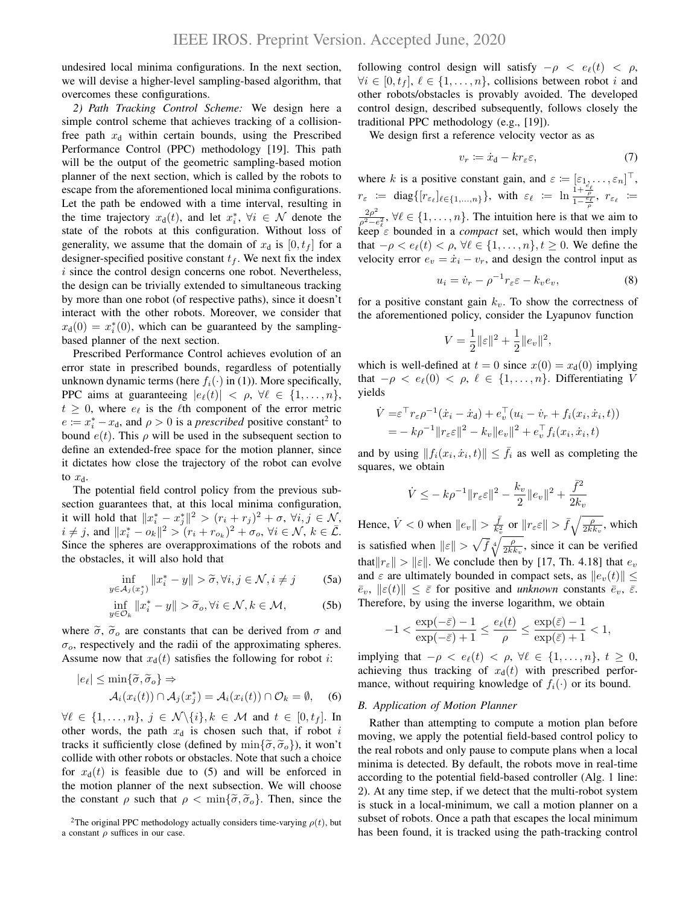undesired local minima configurations. In the next section, we will devise a higher-level sampling-based algorithm, that overcomes these configurations.

*2) Path Tracking Control Scheme:* We design here a simple control scheme that achieves tracking of a collision-free path $x_{\mathrm{d}}$ within certain bounds, using the Prescribed Performance Control (PPC) methodology [19]. This path will be the output of the geometric sampling-based motion planner of the next section, which is called by the robots to escape from the aforementioned local minima configurations. Let the path be endowed with a time interval, resulting in the time trajectory $x_{\mathrm{d}}(t)$, and let $x_i^*$, $\forall i \in \mathcal{N}$ denote the state of the robots at this configuration. Without loss of generality, we assume that the domain of $x_{\mathrm{d}}$ is $[0, t_f]$ for a designer-specified positive constant $t_f$. We next fix the index $i$ since the control design concerns one robot. Nevertheless, the design can be trivially extended to simultaneous tracking by more than one robot (of respective paths), since it doesn't interact with the other robots. Moreover, we consider that $x_{\mathrm{d}}(0) = x_i^*(0)$, which can be guaranteed by the sampling-based planner of the next section.

Prescribed Performance Control achieves evolution of an error state in prescribed bounds, regardless of potentially unknown dynamic terms (here $f_i(\cdot)$ in (1)). More specifically, PPC aims at guaranteeing $|e_\ell(t)| < \rho$, $\forall \ell \in \{1, \dots, n\}$, $t \geq 0$, where $e_\ell$ is the $\ell$th component of the error metric $e := x_i^* - x_{\mathrm{d}}$, and $\rho > 0$ is a *prescribed* positive constant[2] to bound $e(t)$. This $\rho$ will be used in the subsequent section to define an extended-free space for the motion planner, since it dictates how close the trajectory of the robot can evolve to $x_{\mathrm{d}}$.

The potential field control policy from the previous subsection guarantees that, at this local minima configuration, it will hold that $\|x_i^* - x_j^*\|^2 > (r_i + r_j)^2 + \sigma$, $\forall i, j \in \mathcal{N}$, $i \neq j$, and $\|x_i^* - o_k\|^2 > (r_i + r_{o_k})^2 + \sigma_o$, $\forall i \in \mathcal{N}$, $k \in \bar{\mathcal{L}}$. Since the spheres are overapproximations of the robots and the obstacles, it will also hold that

$$\inf_{y \in \mathcal{A}_j(x_j^*)} \|x_i^* - y\| > \widetilde{\sigma}, \forall i, j \in \mathcal{N}, i \neq j \tag{5a}$$

$$\inf_{y \in \mathcal{O}_k} \|x_i^* - y\| > \widetilde{\sigma}_o, \forall i \in \mathcal{N}, k \in \mathcal{M}, \tag{5b}$$

where $\widetilde{\sigma}$, $\widetilde{\sigma}_o$ are constants that can be derived from $\sigma$ and $\sigma_o$, respectively and the radii of the approximating spheres. Assume now that $x_{\mathrm{d}}(t)$ satisfies the following for robot $i$:

$$\begin{aligned} |e_\ell| \leq \min\{\widetilde{\sigma}, \widetilde{\sigma}_o\} \Rightarrow \\ \mathcal{A}_i(x_i(t)) \cap \mathcal{A}_j(x_j^*) = \mathcal{A}_i(x_i(t)) \cap \mathcal{O}_k = \emptyset, \end{aligned} \tag{6}$$

$\forall \ell \in \{1, \dots, n\}$, $j \in \mathcal{N} \backslash \{i\}, k \in \mathcal{M}$ and $t \in [0, t_f]$. In other words, the path $x_{\mathrm{d}}$ is chosen such that, if robot $i$ tracks it sufficiently close (defined by $\min\{\widetilde{\sigma}, \widetilde{\sigma}_o\}$), it won't collide with other robots or obstacles. Note that such a choice for $x_{\mathrm{d}}(t)$ is feasible due to (5) and will be enforced in the motion planner of the next subsection. We will choose the constant $\rho$ such that $\rho < \min\{\widetilde{\sigma}, \widetilde{\sigma}_o\}$. Then, since the following control design will satisfy $-\rho < e_\ell(t) < \rho$, $\forall i \in [0, t_f]$, $\ell \in \{1, \dots, n\}$, collisions between robot $i$ and other robots/obstacles is provably avoided. The developed control design, described subsequently, follows closely the traditional PPC methodology (e.g., [19]).

[2] The original PPC methodology actually considers time-varying $\rho(t)$, but a constant $\rho$ suffices in our case.

We design first a reference velocity vector as as

$$v_r := \dot{x}_{\mathrm{d}} - k r_\varepsilon \varepsilon, \tag{7}$$

where $k$ is a positive constant gain, and $\varepsilon := [\varepsilon_1, \dots, \varepsilon_n]^\top$, $r_\varepsilon := \mathrm{diag}\{[r_{\varepsilon_\ell}]_{\ell \in \{1,\dots,n\}}\}$, with $\varepsilon_\ell := \ln \frac{1 + \frac{e_\ell}{\rho}}{1 - \frac{e_\ell}{\rho}}$, $r_{\varepsilon_\ell} := \frac{2\rho^2}{\rho^2 - e_\ell^2}$, $\forall \ell \in \{1, \dots, n\}$. The intuition here is that we aim to keep $\varepsilon$ bounded in a *compact* set, which would then imply that $-\rho < e_\ell(t) < \rho$, $\forall \ell \in \{1, \dots, n\}, t \geq 0$. We define the velocity error $e_v = \dot{x}_i - v_r$, and design the control input as

$$u_i = \dot{v}_r - \rho^{-1} r_\varepsilon \varepsilon - k_v e_v, \tag{8}$$

for a positive constant gain $k_v$. To show the correctness of the aforementioned policy, consider the Lyapunov function

$$V = \frac{1}{2}\|\varepsilon\|^2 + \frac{1}{2}\|e_v\|^2,$$

which is well-defined at $t = 0$ since $x(0) = x_{\mathrm{d}}(0)$ implying that $-\rho < e_\ell(0) < \rho$, $\ell \in \{1, \dots, n\}$. Differentiating $V$ yields

$$\begin{aligned} \dot{V} =& \varepsilon^\top r_\varepsilon \rho^{-1}(\dot{x}_i - \dot{x}_{\mathrm{d}}) + e_v^\top(u_i - \dot{v}_r + f_i(x_i, \dot{x}_i, t)) \\ =& -k\rho^{-1}\|r_\varepsilon \varepsilon\|^2 - k_v\|e_v\|^2 + e_v^\top f_i(x_i, \dot{x}_i, t) \end{aligned}$$

and by using $\|f_i(x_i, \dot{x}_i, t)\| \leq \bar{f}_i$ as well as completing the squares, we obtain

$$\dot{V} \leq -k\rho^{-1}\|r_\varepsilon \varepsilon\|^2 - \frac{k_v}{2}\|e_v\|^2 + \frac{\bar{f}^2}{2k_v}$$

Hence, $\dot{V} < 0$ when $\|e_v\| > \frac{\bar{f}}{k_v^2}$ or $\|r_\varepsilon \varepsilon\| > \bar{f}\sqrt{\frac{\rho}{2kk_v}}$, which is satisfied when $\|\varepsilon\| > \sqrt{\bar{f}}\sqrt[4]{\frac{\rho}{2kk_v}}$, since it can be verified that$\|r_\varepsilon\| > \|\varepsilon\|$. We conclude then by [17, Th. 4.18] that $e_v$ and $\varepsilon$ are ultimately bounded in compact sets, as $\|e_v(t)\| \leq \bar{e}_v$, $\|\varepsilon(t)\| \leq \bar{\varepsilon}$ for positive and *unknown* constants $\bar{e}_v$, $\bar{\varepsilon}$. Therefore, by using the inverse logarithm, we obtain

$$-1 < \frac{\exp(-\bar{\varepsilon}) - 1}{\exp(-\bar{\varepsilon}) + 1} \leq \frac{e_\ell(t)}{\rho} \leq \frac{\exp(\bar{\varepsilon}) - 1}{\exp(\bar{\varepsilon}) + 1} < 1,$$

implying that $-\rho < e_\ell(t) < \rho$, $\forall \ell \in \{1, \dots, n\}$, $t \geq 0$, achieving thus tracking of $x_{\mathrm{d}}(t)$ with prescribed performance, without requiring knowledge of $f_i(\cdot)$ or its bound.

### B. Application of Motion Planner

Rather than attempting to compute a motion plan before moving, we apply the potential field-based control policy to the real robots and only pause to compute plans when a local minima is detected. By default, the robots move in real-time according to the potential field-based controller (Alg. 1 line: 2). At any time step, if we detect that the multi-robot system is stuck in a local-minimum, we call a motion planner on a subset of robots. Once a path that escapes the local minimum has been found, it is tracked using the path-tracking control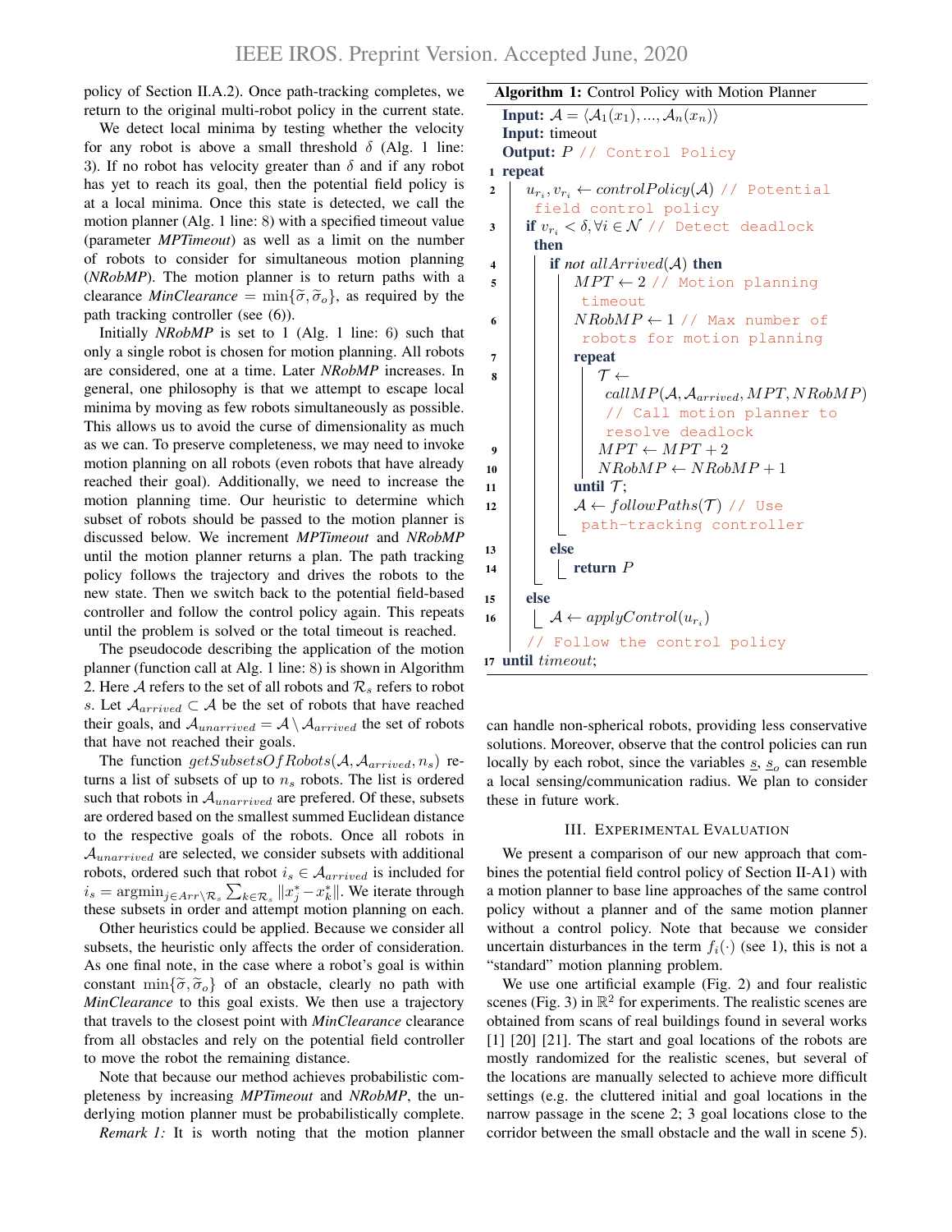policy of Section II.A.2). Once path-tracking completes, we return to the original multi-robot policy in the current state.

We detect local minima by testing whether the velocity for any robot is above a small threshold $\delta$ (Alg. 1 line: 3). If no robot has velocity greater than $\delta$ and if any robot has yet to reach its goal, then the potential field policy is at a local minima. Once this state is detected, we call the motion planner (Alg. 1 line: 8) with a specified timeout value (parameter *MPTimeout*) as well as a limit on the number of robots to consider for simultaneous motion planning (*NRobMP*). The motion planner is to return paths with a clearance *MinClearance* $= \min\{\widetilde{\sigma}, \widetilde{\sigma}_o\}$, as required by the path tracking controller (see (6)).

Initially *NRobMP* is set to 1 (Alg. 1 line: 6) such that only a single robot is chosen for motion planning. All robots are considered, one at a time. Later *NRobMP* increases. In general, one philosophy is that we attempt to escape local minima by moving as few robots simultaneously as possible. This allows us to avoid the curse of dimensionality as much as we can. To preserve completeness, we may need to invoke motion planning on all robots (even robots that have already reached their goal). Additionally, we need to increase the motion planning time. Our heuristic to determine which subset of robots should be passed to the motion planner is discussed below. We increment *MPTimeout* and *NRobMP* until the motion planner returns a plan. The path tracking policy follows the trajectory and drives the robots to the new state. Then we switch back to the potential field-based controller and follow the control policy again. This repeats until the problem is solved or the total timeout is reached.

The pseudocode describing the application of the motion planner (function call at Alg. 1 line: 8) is shown in Algorithm 2. Here $\mathcal{A}$ refers to the set of all robots and $\mathcal{R}_s$ refers to robot $s$. Let $\mathcal{A}_{arrived} \subset \mathcal{A}$ be the set of robots that have reached their goals, and $\mathcal{A}_{unarrived} = \mathcal{A} \setminus \mathcal{A}_{arrived}$ the set of robots that have not reached their goals.

The function $getSubsetsOfRobots(\mathcal{A}, \mathcal{A}_{arrived}, n_s)$ returns a list of subsets of up to $n_s$ robots. The list is ordered such that robots in $\mathcal{A}_{unarrived}$ are prefered. Of these, subsets are ordered based on the smallest summed Euclidean distance to the respective goals of the robots. Once all robots in $\mathcal{A}_{unarrived}$ are selected, we consider subsets with additional robots, ordered such that robot $i_s \in \mathcal{A}_{arrived}$ is included for $i_s = \text{argmin}_{j \in Arr \setminus \mathcal{R}_s} \sum_{k \in \mathcal{R}_s} \|x_j^* - x_k^*\|$. We iterate through these subsets in order and attempt motion planning on each.

Other heuristics could be applied. Because we consider all subsets, the heuristic only affects the order of consideration. As one final note, in the case where a robot's goal is within constant $\min\{\widetilde{\sigma}, \widetilde{\sigma}_o\}$ of an obstacle, clearly no path with *MinClearance* to this goal exists. We then use a trajectory that travels to the closest point with *MinClearance* clearance from all obstacles and rely on the potential field controller to move the robot the remaining distance.

Note that because our method achieves probabilistic completeness by increasing *MPTimeout* and *NRobMP*, the underlying motion planner must be probabilistically complete.

*Remark 1:* It is worth noting that the motion planner can handle non-spherical robots, providing less conservative solutions. Moreover, observe that the control policies can run locally by each robot, since the variables $\underline{s}$, $\underline{s}_o$ can resemble a local sensing/communication radius. We plan to consider these in future work.

**Algorithm 1:** Control Policy with Motion Planner

```
Input: A = ⟨A_1(x_1), ..., A_n(x_n)⟩
Input: timeout
Output: P // Control Policy
1  repeat
2    u_{r_i}, v_{r_i} ← controlPolicy(A) // Potential field control policy
3    if v_{r_i} < δ, ∀i ∈ N // Detect deadlock
       then
4      if not allArrived(A) then
5        MPT ← 2 // Motion planning timeout
6        NRobMP ← 1 // Max number of robots for motion planning
7        repeat
8          T ← callMP(A, A_arrived, MPT, NRobMP) // Call motion planner to resolve deadlock
9          MPT ← MPT + 2
10         NRobMP ← NRobMP + 1
11       until T;
12       A ← followPaths(T) // Use path-tracking controller
13     else
14       return P
15   else
16     A ← applyControl(u_{r_i})
     // Follow the control policy
17 until timeout;
```

## III. Experimental Evaluation

We present a comparison of our new approach that combines the potential field control policy of Section II-A1) with a motion planner to base line approaches of the same control policy without a planner and of the same motion planner without a control policy. Note that because we consider uncertain disturbances in the term $f_i(\cdot)$ (see 1), this is not a "standard" motion planning problem.

We use one artificial example (Fig. 2) and four realistic scenes (Fig. 3) in $\mathbb{R}^2$ for experiments. The realistic scenes are obtained from scans of real buildings found in several works [1] [20] [21]. The start and goal locations of the robots are mostly randomized for the realistic scenes, but several of the locations are manually selected to achieve more difficult settings (e.g. the cluttered initial and goal locations in the narrow passage in the scene 2; 3 goal locations close to the corridor between the small obstacle and the wall in scene 5).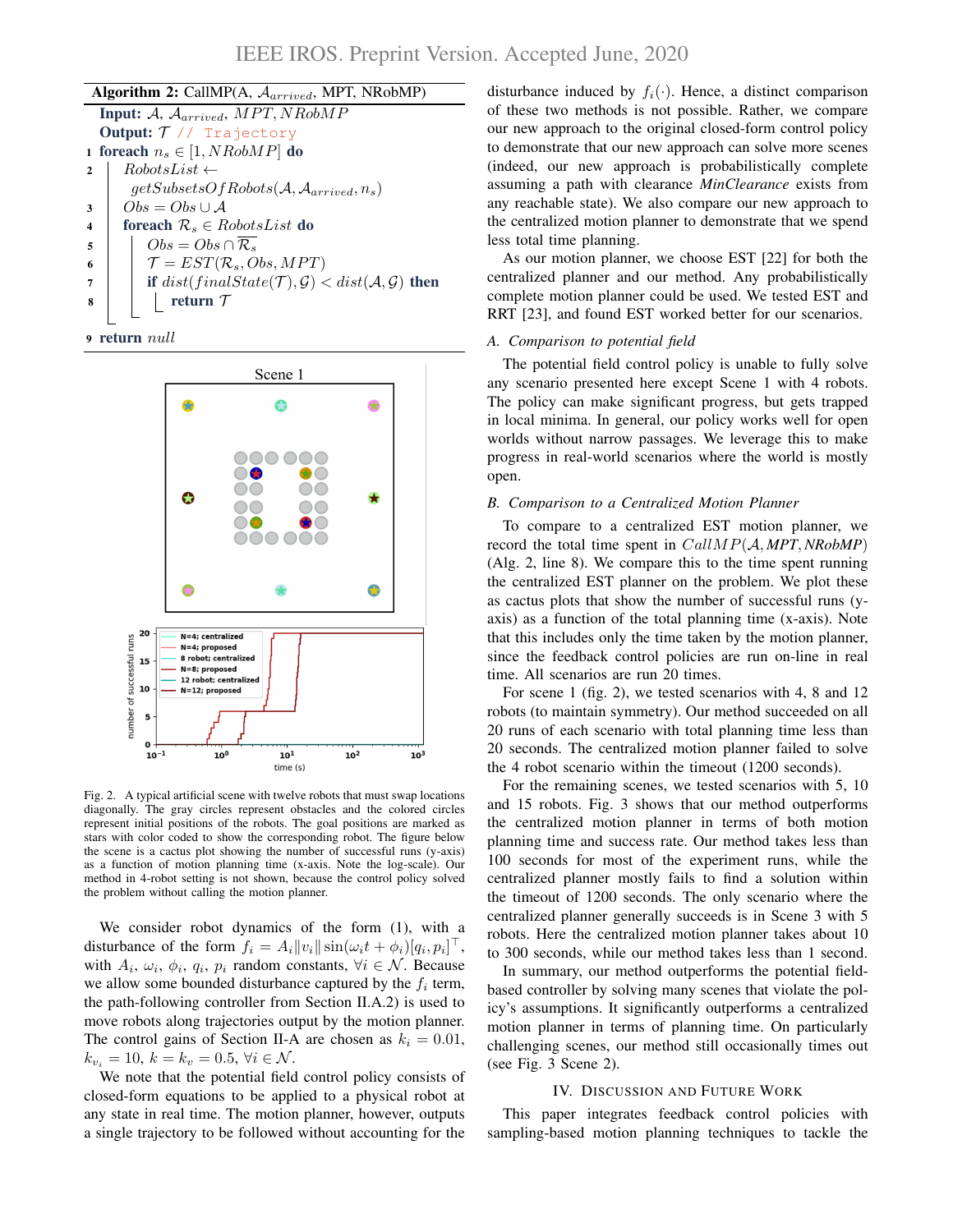**Algorithm 2:** CallMP(A, $\mathcal{A}_{arrived}$, MPT, NRobMP)

```
Input: A, A_arrived, MPT, NRobMP
Output: T // Trajectory
1 foreach n_s ∈ [1, NRobMP] do
2     RobotsList ← getSubsetsOfRobots(A, A_arrived, n_s)
3     Obs = Obs ∪ A
4     foreach R_s ∈ RobotsList do
5         Obs = Obs ∩ R̄_s
6         T = EST(R_s, Obs, MPT)
7         if dist(finalState(T), G) < dist(A, G) then
8             return T
9 return null
```

Fig. 2. A typical artificial scene with twelve robots that must swap locations diagonally. The gray circles represent obstacles and the colored circles represent initial positions of the robots. The goal positions are marked as stars with color coded to show the corresponding robot. The figure below the scene is a cactus plot showing the number of successful runs (y-axis) as a function of motion planning time (x-axis. Note the log-scale). Our method in 4-robot setting is not shown, because the control policy solved the problem without calling the motion planner.

We consider robot dynamics of the form (1), with a disturbance of the form $f_i = A_i \|v_i\| \sin(\omega_i t + \phi_i)[q_i, p_i]^\top$, with $A_i$, $\omega_i$, $\phi_i$, $q_i$, $p_i$ random constants, $\forall i \in \mathcal{N}$. Because we allow some bounded disturbance captured by the $f_i$ term, the path-following controller from Section II.A.2) is used to move robots along trajectories output by the motion planner. The control gains of Section II-A are chosen as $k_i = 0.01$, $k_{v_i} = 10$, $k = k_v = 0.5$, $\forall i \in \mathcal{N}$.

We note that the potential field control policy consists of closed-form equations to be applied to a physical robot at any state in real time. The motion planner, however, outputs a single trajectory to be followed without accounting for the disturbance induced by $f_i(\cdot)$. Hence, a distinct comparison of these two methods is not possible. Rather, we compare our new approach to the original closed-form control policy to demonstrate that our new approach can solve more scenes (indeed, our new approach is probabilistically complete assuming a path with clearance *MinClearance* exists from any reachable state). We also compare our new approach to the centralized motion planner to demonstrate that we spend less total time planning.

As our motion planner, we choose EST [22] for both the centralized planner and our method. Any probabilistically complete motion planner could be used. We tested EST and RRT [23], and found EST worked better for our scenarios.

### A. Comparison to potential field

The potential field control policy is unable to fully solve any scenario presented here except Scene 1 with 4 robots. The policy can make significant progress, but gets trapped in local minima. In general, our policy works well for open worlds without narrow passages. We leverage this to make progress in real-world scenarios where the world is mostly open.

### B. Comparison to a Centralized Motion Planner

To compare to a centralized EST motion planner, we record the total time spent in $CallMP(\mathcal{A}, MPT, NRobMP)$ (Alg. 2, line 8). We compare this to the time spent running the centralized EST planner on the problem. We plot these as cactus plots that show the number of successful runs (y-axis) as a function of the total planning time (x-axis). Note that this includes only the time taken by the motion planner, since the feedback control policies are run on-line in real time. All scenarios are run 20 times.

For scene 1 (fig. 2), we tested scenarios with 4, 8 and 12 robots (to maintain symmetry). Our method succeeded on all 20 runs of each scenario with total planning time less than 20 seconds. The centralized motion planner failed to solve the 4 robot scenario within the timeout (1200 seconds).

For the remaining scenes, we tested scenarios with 5, 10 and 15 robots. Fig. 3 shows that our method outperforms the centralized motion planner in terms of both motion planning time and success rate. Our method takes less than 100 seconds for most of the experiment runs, while the centralized planner mostly fails to find a solution within the timeout of 1200 seconds. The only scenario where the centralized planner generally succeeds is in Scene 3 with 5 robots. Here the centralized motion planner takes about 10 to 300 seconds, while our method takes less than 1 second.

In summary, our method outperforms the potential field-based controller by solving many scenes that violate the policy's assumptions. It significantly outperforms a centralized motion planner in terms of planning time. On particularly challenging scenes, our method still occasionally times out (see Fig. 3 Scene 2).

## IV. Discussion and Future Work

This paper integrates feedback control policies with sampling-based motion planning techniques to tackle the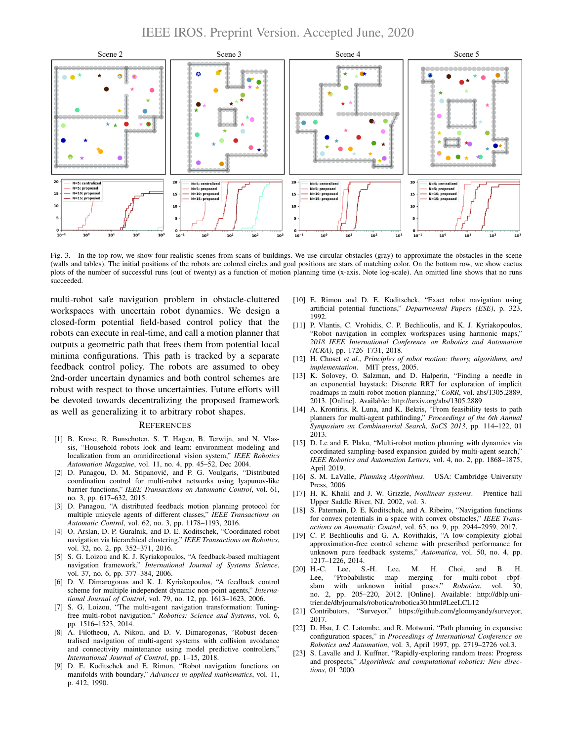Scene 2

Scene 3

Scene 4

Scene 5

N=5; centralized
N=5; proposed
N=10; proposed
N=15; proposed

20
15
10
5
0

$10^{-1}$ $10^{0}$ $10^{1}$ $10^{2}$ $10^{3}$

Fig. 3. In the top row, we show four realistic scenes from scans of buildings. We use circular obstacles (gray) to approximate the obstacles in the scene (walls and tables). The initial positions of the robots are colored circles and goal positions are stars of matching color. On the bottom row, we show cactus plots of the number of successful runs (out of twenty) as a function of motion planning time (x-axis. Note log-scale). An omitted line shows that no runs succeeded.

multi-robot safe navigation problem in obstacle-cluttered workspaces with uncertain robot dynamics. We design a closed-form potential field-based control policy that the robots can execute in real-time, and call a motion planner that outputs a geometric path that frees them from potential local minima configurations. This path is tracked by a separate feedback control policy. The robots are assumed to obey 2nd-order uncertain dynamics and both control schemes are robust with respect to those uncertainties. Future efforts will be devoted towards decentralizing the proposed framework as well as generalizing it to arbitrary robot shapes.

## References

[1] B. Krose, R. Bunschoten, S. T. Hagen, B. Terwijn, and N. Vlassis, "Household robots look and learn: environment modeling and localization from an omnidirectional vision system," *IEEE Robotics Automation Magazine*, vol. 11, no. 4, pp. 45–52, Dec 2004.

[2] D. Panagou, D. M. Stipanović, and P. G. Voulgaris, "Distributed coordination control for multi-robot networks using lyapunov-like barrier functions," *IEEE Transactions on Automatic Control*, vol. 61, no. 3, pp. 617–632, 2015.

[3] D. Panagou, "A distributed feedback motion planning protocol for multiple unicycle agents of different classes," *IEEE Transactions on Automatic Control*, vol. 62, no. 3, pp. 1178–1193, 2016.

[4] O. Arslan, D. P. Guralnik, and D. E. Koditschek, "Coordinated robot navigation via hierarchical clustering," *IEEE Transactions on Robotics*, vol. 32, no. 2, pp. 352–371, 2016.

[5] S. G. Loizou and K. J. Kyriakopoulos, "A feedback-based multiagent navigation framework," *International Journal of Systems Science*, vol. 37, no. 6, pp. 377–384, 2006.

[6] D. V. Dimarogonas and K. J. Kyriakopoulos, "A feedback control scheme for multiple independent dynamic non-point agents," *International Journal of Control*, vol. 79, no. 12, pp. 1613–1623, 2006.

[7] S. G. Loizou, "The multi-agent navigation transformation: Tuning-free multi-robot navigation." *Robotics: Science and Systems*, vol. 6, pp. 1516–1523, 2014.

[8] A. Filotheou, A. Nikou, and D. V. Dimarogonas, "Robust decentralised navigation of multi-agent systems with collision avoidance and connectivity maintenance using model predictive controllers," *International Journal of Control*, pp. 1–15, 2018.

[9] D. E. Koditschek and E. Rimon, "Robot navigation functions on manifolds with boundary," *Advances in applied mathematics*, vol. 11, p. 412, 1990.

[10] E. Rimon and D. E. Koditschek, "Exact robot navigation using artificial potential functions," *Departmental Papers (ESE)*, p. 323, 1992.

[11] P. Vlantis, C. Vrohidis, C. P. Bechlioulis, and K. J. Kyriakopoulos, "Robot navigation in complex workspaces using harmonic maps," *2018 IEEE International Conference on Robotics and Automation (ICRA)*, pp. 1726–1731, 2018.

[12] H. Choset *et al.*, *Principles of robot motion: theory, algorithms, and implementation*. MIT press, 2005.

[13] K. Solovey, O. Salzman, and D. Halperin, "Finding a needle in an exponential haystack: Discrete RRT for exploration of implicit roadmaps in multi-robot motion planning," *CoRR*, vol. abs/1305.2889, 2013. [Online]. Available: http://arxiv.org/abs/1305.2889

[14] A. Krontiris, R. Luna, and K. Bekris, "From feasibility tests to path planners for multi-agent pathfinding," *Proceedings of the 6th Annual Symposium on Combinatorial Search, SoCS 2013*, pp. 114–122, 01 2013.

[15] D. Le and E. Plaku, "Multi-robot motion planning with dynamics via coordinated sampling-based expansion guided by multi-agent search," *IEEE Robotics and Automation Letters*, vol. 4, no. 2, pp. 1868–1875, April 2019.

[16] S. M. LaValle, *Planning Algorithms*. USA: Cambridge University Press, 2006.

[17] H. K. Khalil and J. W. Grizzle, *Nonlinear systems*. Prentice hall Upper Saddle River, NJ, 2002, vol. 3.

[18] S. Paternain, D. E. Koditschek, and A. Ribeiro, "Navigation functions for convex potentials in a space with convex obstacles," *IEEE Transactions on Automatic Control*, vol. 63, no. 9, pp. 2944–2959, 2017.

[19] C. P. Bechlioulis and G. A. Rovithakis, "A low-complexity global approximation-free control scheme with prescribed performance for unknown pure feedback systems," *Automatica*, vol. 50, no. 4, pp. 1217–1226, 2014.

[20] H.-C. Lee, S.-H. Lee, M. H. Choi, and B. H. Lee, "Probabilistic map merging for multi-robot rbpf-slam with unknown initial poses." *Robotica*, vol. 30, no. 2, pp. 205–220, 2012. [Online]. Available: http://dblp.uni-trier.de/db/journals/robotica/robotica30.html#LeeLCL12

[21] Contributors, "Surveyor," https://github.com/gloomyandy/surveyor, 2017.

[22] D. Hsu, J. C. Latombe, and R. Motwani, "Path planning in expansive configuration spaces," in *Proceedings of International Conference on Robotics and Automation*, vol. 3, April 1997, pp. 2719–2726 vol.3.

[23] S. Lavalle and J. Kuffner, "Rapidly-exploring random trees: Progress and prospects," *Algorithmic and computational robotics: New directions*, 01 2000.